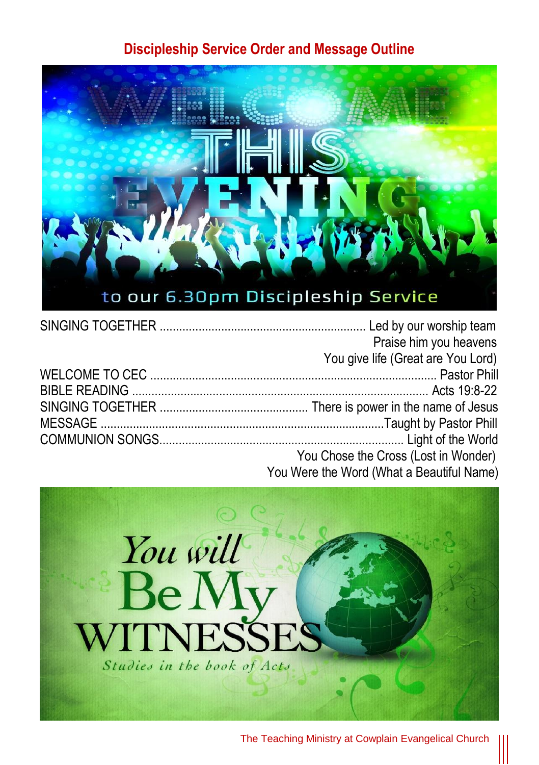## Discipleship Service Order and Message Outline

SINGING TOGETHER ............ Led by our worship team
Praise him you heavens
You give life (Great are You Lord)

WELCOME TO CEC ............ Pastor Phill

BIBLE READING ............ Acts 19:8-22

SINGING TOGETHER ............ There is power in the name of Jesus

MESSAGE ............ Taught by Pastor Phill

COMMUNION SONGS............ Light of the World
You Chose the Cross (Lost in Wonder)
You Were the Word (What a Beautiful Name)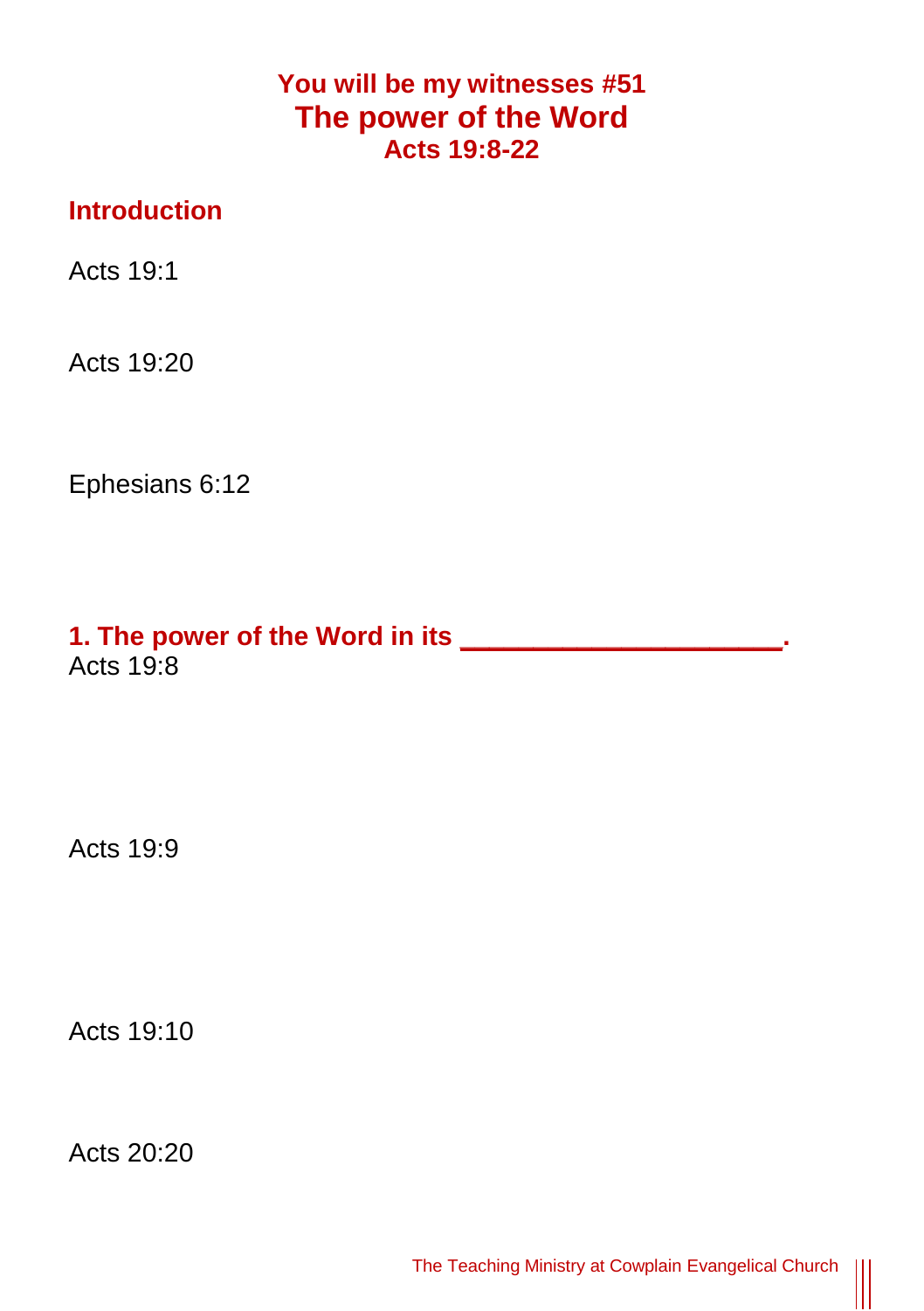# You will be my witnesses #51
# The power of the Word
### Acts 19:8-22

## Introduction

Acts 19:1

Acts 19:20

Ephesians 6:12

## 1. The power of the Word in its ____________________.

Acts 19:8

Acts 19:9

Acts 19:10

Acts 20:20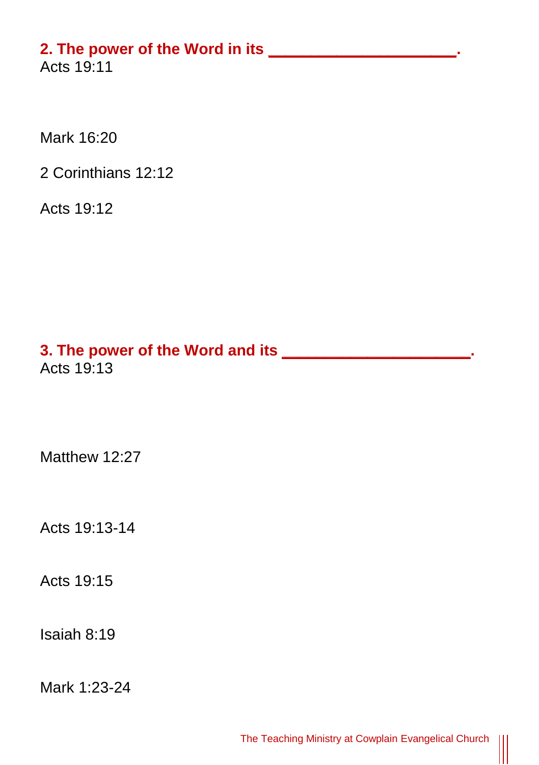**2. The power of the Word in its ____________________.**
Acts 19:11

Mark 16:20

2 Corinthians 12:12

Acts 19:12

**3. The power of the Word and its ____________________.**
Acts 19:13

Matthew 12:27

Acts 19:13-14

Acts 19:15

Isaiah 8:19

Mark 1:23-24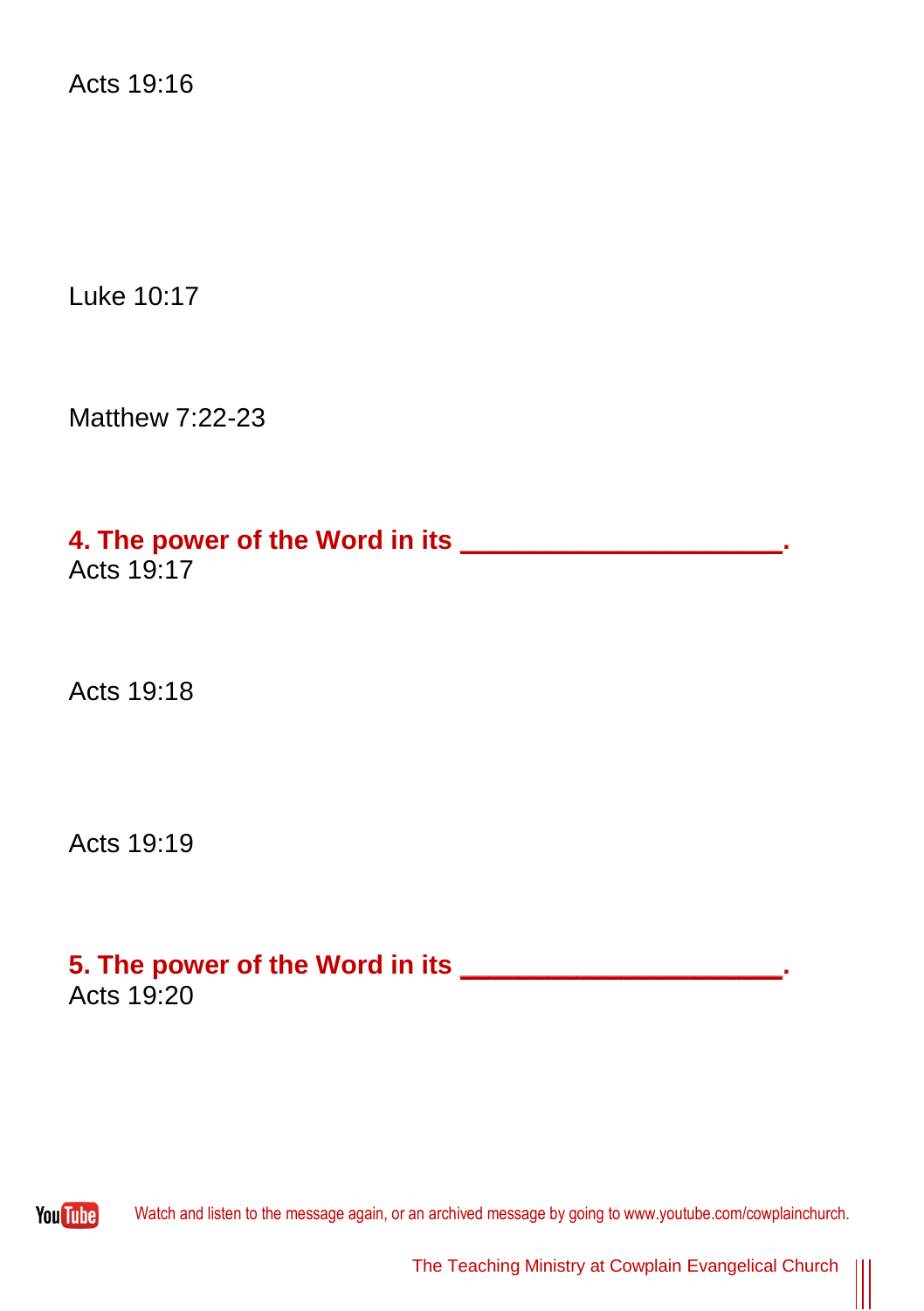Acts 19:16

Luke 10:17

Matthew 7:22-23

**4. The power of the Word in its \_\_\_\_\_\_\_\_\_\_\_\_\_\_\_\_\_\_\_\_\_\_.**

Acts 19:17

Acts 19:18

Acts 19:19

**5. The power of the Word in its \_\_\_\_\_\_\_\_\_\_\_\_\_\_\_\_\_\_\_\_\_\_.**

Acts 19:20

Watch and listen to the message again, or an archived message by going to www.youtube.com/cowplainchurch.